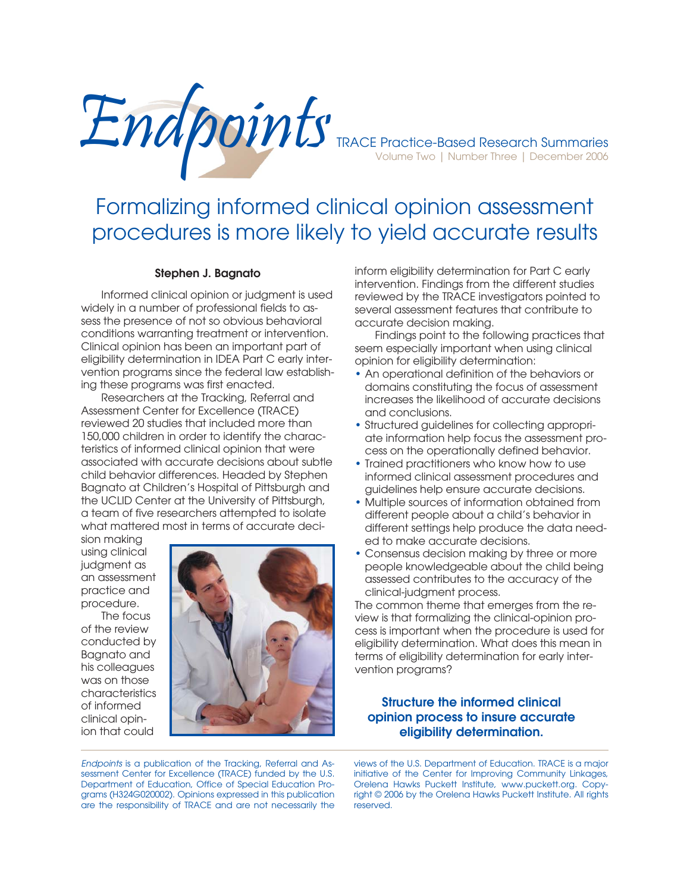# Endpoints

TRACE Practice-Based Research Summaries

Volume Two | Number Three | December 2006

## Formalizing informed clinical opinion assessment procedures is more likely to yield accurate results

**Stephen J. Bagnato**

Informed clinical opinion or judgment is used widely in a number of professional fields to assess the presence of not so obvious behavioral conditions warranting treatment or intervention. Clinical opinion has been an important part of eligibility determination in IDEA Part C early intervention programs since the federal law establishing these programs was first enacted.

Researchers at the Tracking, Referral and Assessment Center for Excellence (TRACE) reviewed 20 studies that included more than 150,000 children in order to identify the characteristics of informed clinical opinion that were associated with accurate decisions about subtle child behavior differences. Headed by Stephen Bagnato at Children's Hospital of Pittsburgh and the UCLID Center at the University of Pittsburgh, a team of five researchers attempted to isolate what mattered most in terms of accurate decision making using clinical judgment as an assessment practice and procedure.

The focus of the review conducted by Bagnato and his colleagues was on those characteristics of informed clinical opinion that could inform eligibility determination for Part C early intervention. Findings from the different studies reviewed by the TRACE investigators pointed to several assessment features that contribute to accurate decision making.

Findings point to the following practices that seem especially important when using clinical opinion for eligibility determination:

- An operational definition of the behaviors or domains constituting the focus of assessment increases the likelihood of accurate decisions and conclusions.
- Structured guidelines for collecting appropriate information help focus the assessment process on the operationally defined behavior.
- Trained practitioners who know how to use informed clinical assessment procedures and guidelines help ensure accurate decisions.
- Multiple sources of information obtained from different people about a child's behavior in different settings help produce the data needed to make accurate decisions.
- Consensus decision making by three or more people knowledgeable about the child being assessed contributes to the accuracy of the clinical-judgment process.

The common theme that emerges from the review is that formalizing the clinical-opinion process is important when the procedure is used for eligibility determination. What does this mean in terms of eligibility determination for early intervention programs?

**Structure the informed clinical opinion process to insure accurate eligibility determination.**

---

*Endpoints* is a publication of the Tracking, Referral and Assessment Center for Excellence (TRACE) funded by the U.S. Department of Education, Office of Special Education Programs (H324G020002). Opinions expressed in this publication are the responsibility of TRACE and are not necessarily the views of the U.S. Department of Education. TRACE is a major initiative of the Center for Improving Community Linkages, Orelena Hawks Puckett Institute, www.puckett.org. Copyright © 2006 by the Orelena Hawks Puckett Institute. All rights reserved.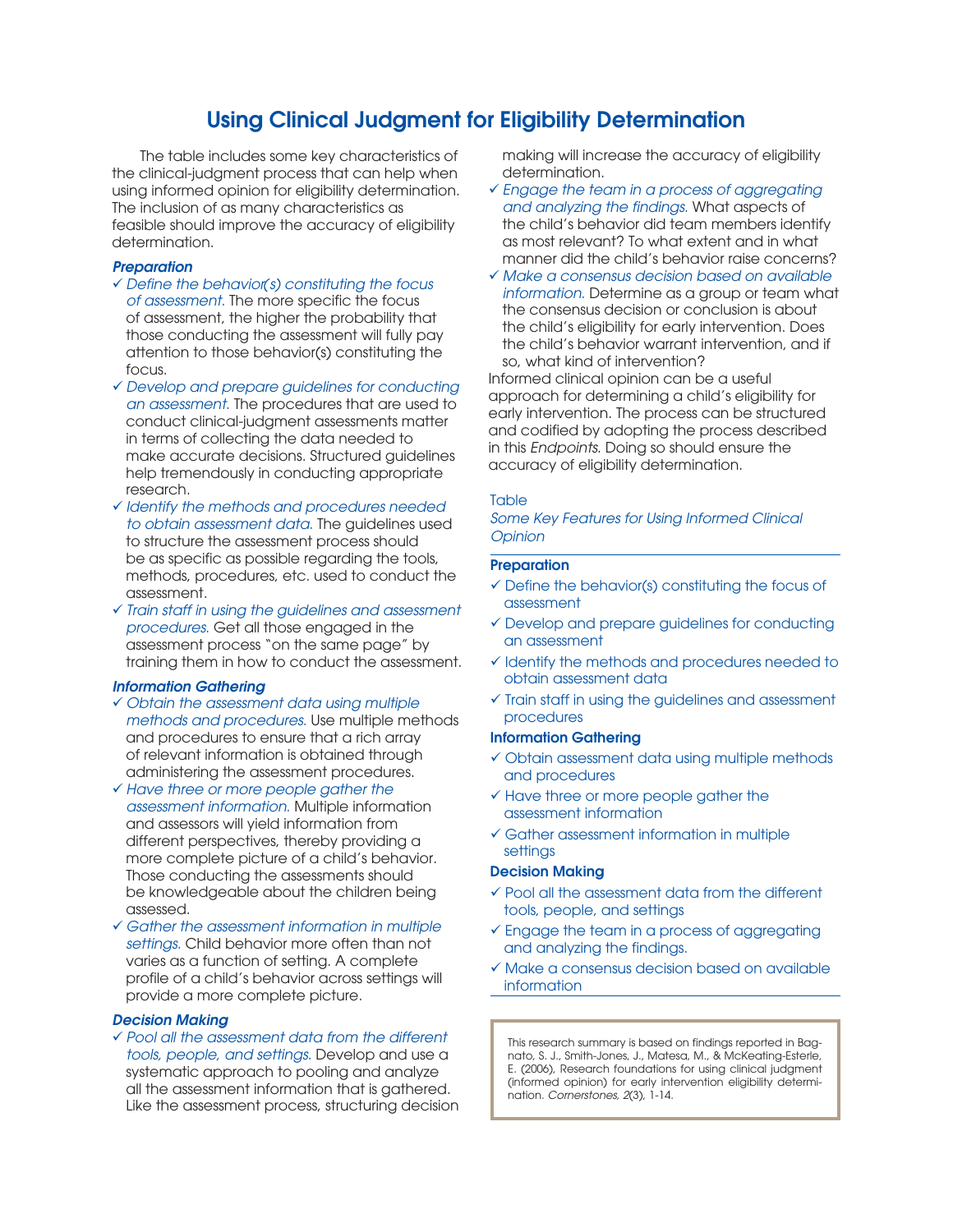# Using Clinical Judgment for Eligibility Determination

The table includes some key characteristics of the clinical-judgment process that can help when using informed opinion for eligibility determination. The inclusion of as many characteristics as feasible should improve the accuracy of eligibility determination.

***Preparation***

- ✓ *Define the behavior(s) constituting the focus of assessment.* The more specific the focus of assessment, the higher the probability that those conducting the assessment will fully pay attention to those behavior(s) constituting the focus.
- ✓ *Develop and prepare guidelines for conducting an assessment.* The procedures that are used to conduct clinical-judgment assessments matter in terms of collecting the data needed to make accurate decisions. Structured guidelines help tremendously in conducting appropriate research.
- ✓ *Identify the methods and procedures needed to obtain assessment data.* The guidelines used to structure the assessment process should be as specific as possible regarding the tools, methods, procedures, etc. used to conduct the assessment.
- ✓ *Train staff in using the guidelines and assessment procedures.* Get all those engaged in the assessment process "on the same page" by training them in how to conduct the assessment.

***Information Gathering***

- ✓ *Obtain the assessment data using multiple methods and procedures.* Use multiple methods and procedures to ensure that a rich array of relevant information is obtained through administering the assessment procedures.
- ✓ *Have three or more people gather the assessment information.* Multiple information and assessors will yield information from different perspectives, thereby providing a more complete picture of a child's behavior. Those conducting the assessments should be knowledgeable about the children being assessed.
- ✓ *Gather the assessment information in multiple settings.* Child behavior more often than not varies as a function of setting. A complete profile of a child's behavior across settings will provide a more complete picture.

***Decision Making***

- ✓ *Pool all the assessment data from the different tools, people, and settings.* Develop and use a systematic approach to pooling and analyze all the assessment information that is gathered. Like the assessment process, structuring decision making will increase the accuracy of eligibility determination.
- ✓ *Engage the team in a process of aggregating and analyzing the findings.* What aspects of the child's behavior did team members identify as most relevant? To what extent and in what manner did the child's behavior raise concerns?
- ✓ *Make a consensus decision based on available information.* Determine as a group or team what the consensus decision or conclusion is about the child's eligibility for early intervention. Does the child's behavior warrant intervention, and if so, what kind of intervention?

Informed clinical opinion can be a useful approach for determining a child's eligibility for early intervention. The process can be structured and codified by adopting the process described in this *Endpoints.* Doing so should ensure the accuracy of eligibility determination.

Table

*Some Key Features for Using Informed Clinical Opinion*

**Preparation**

- ✓ Define the behavior(s) constituting the focus of assessment
- ✓ Develop and prepare guidelines for conducting an assessment
- ✓ Identify the methods and procedures needed to obtain assessment data
- ✓ Train staff in using the guidelines and assessment procedures

**Information Gathering**

- ✓ Obtain assessment data using multiple methods and procedures
- ✓ Have three or more people gather the assessment information
- ✓ Gather assessment information in multiple settings

**Decision Making**

- ✓ Pool all the assessment data from the different tools, people, and settings
- ✓ Engage the team in a process of aggregating and analyzing the findings.
- ✓ Make a consensus decision based on available information

This research summary is based on findings reported in Bagnato, S. J., Smith-Jones, J., Matesa, M., & McKeating-Esterle, E. (2006), Research foundations for using clinical judgment (informed opinion) for early intervention eligibility determination. *Cornerstones, 2*(3), 1-14.